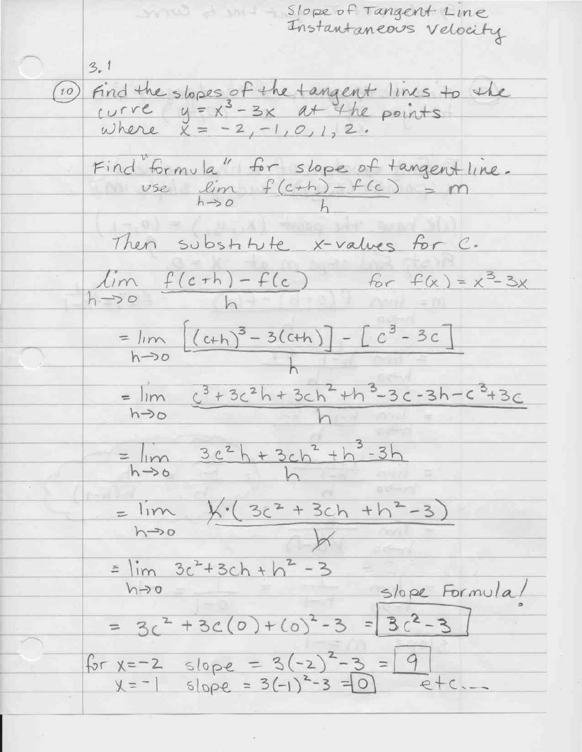Slope of Tangent Line
Instantaneous Velocity

3.1

(10) Find the slopes of the tangent lines to the curve $y = x^3 - 3x$ at the points where $x = -2, -1, 0, 1, 2$.

Find "formula" for slope of tangent line.
use $\lim\limits_{h \to 0} \dfrac{f(c+h) - f(c)}{h} = m$

Then substitute x-values for c.

$\lim\limits_{h \to 0} \dfrac{f(c+h) - f(c)}{h}$ for $f(x) = x^3 - 3x$

$$= \lim_{h \to 0} \frac{\left[(c+h)^3 - 3(c+h)\right] - \left[c^3 - 3c\right]}{h}$$

$$= \lim_{h \to 0} \frac{c^3 + 3c^2h + 3ch^2 + h^3 - 3c - 3h - c^3 + 3c}{h}$$

$$= \lim_{h \to 0} \frac{3c^2h + 3ch^2 + h^3 - 3h}{h}$$

$$= \lim_{h \to 0} \frac{h \cdot (3c^2 + 3ch + h^2 - 3)}{h}$$

$$= \lim_{h \to 0} 3c^2 + 3ch + h^2 - 3$$

slope Formula!

$$= 3c^2 + 3c(0) + (0)^2 - 3 = \boxed{3c^2 - 3}$$

for $x = -2$ slope $= 3(-2)^2 - 3 = \boxed{9}$

$x = -1$ slope $= 3(-1)^2 - 3 = \boxed{0}$ etc...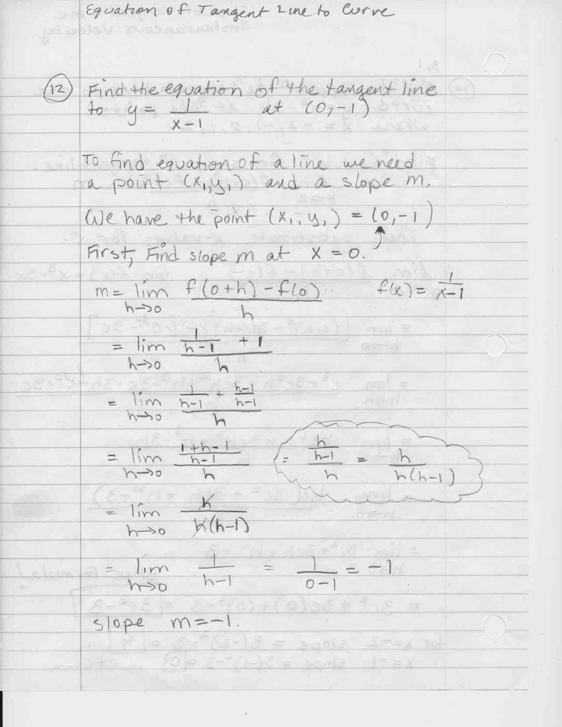# Equation of Tangent Line to Curve

(12) Find the equation of the tangent line to $y = \frac{1}{x-1}$ at $(0,-1)$

To find equation of a line we need a point $(x_1, y_1)$ and a slope $m$.

We have the point $(x_1, y_1) = (0, -1)$

First, Find slope $m$ at $x = 0$.

$$m = \lim_{h \to 0} \frac{f(0+h) - f(0)}{h} \qquad f(x) = \frac{1}{x-1}$$

$$= \lim_{h \to 0} \frac{\frac{1}{h-1} + 1}{h}$$

$$= \lim_{h \to 0} \frac{\frac{1}{h-1} + \frac{h-1}{h-1}}{h}$$

$$= \lim_{h \to 0} \frac{\frac{1+h-1}{h-1}}{h} \qquad = \frac{\frac{h}{h-1}}{h} = \frac{h}{h(h-1)}$$

$$= \lim_{h \to 0} \frac{h}{h(h-1)}$$

$$= \lim_{h \to 0} \frac{1}{h-1} = \frac{1}{0-1} = -1$$

slope $m = -1$.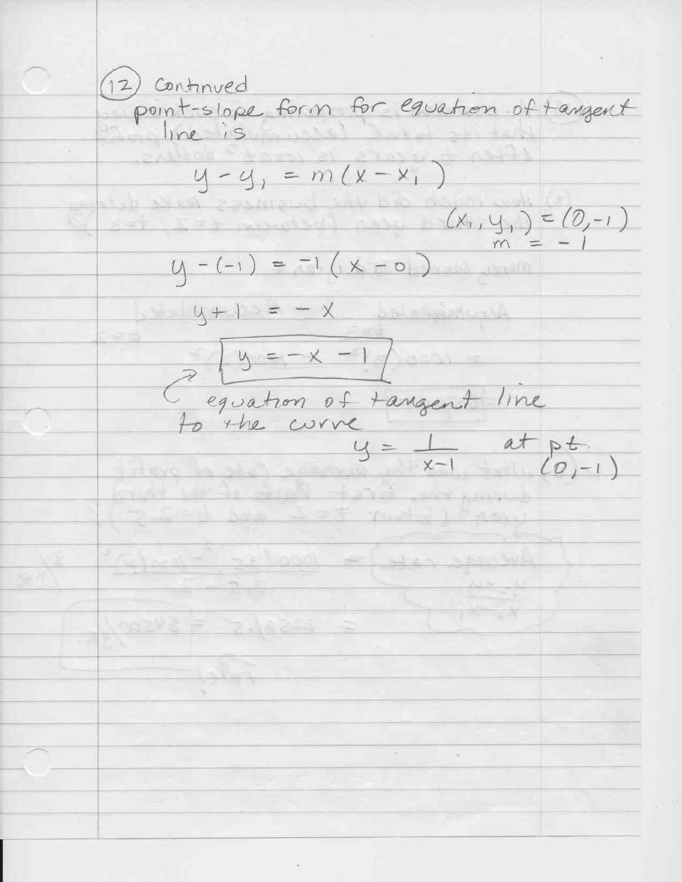(12) Continued

point-slope form for equation of tangent line is

$$y - y_1 = m(x - x_1)$$

$$(x_1, y_1) = (0, -1)$$
$$m = -1$$

$$y - (-1) = -1(x - 0)$$

$$y + 1 = -x$$

$$\boxed{y = -x - 1}$$

equation of tangent line to the curve $y = \frac{1}{x-1}$ at pt $(0, -1)$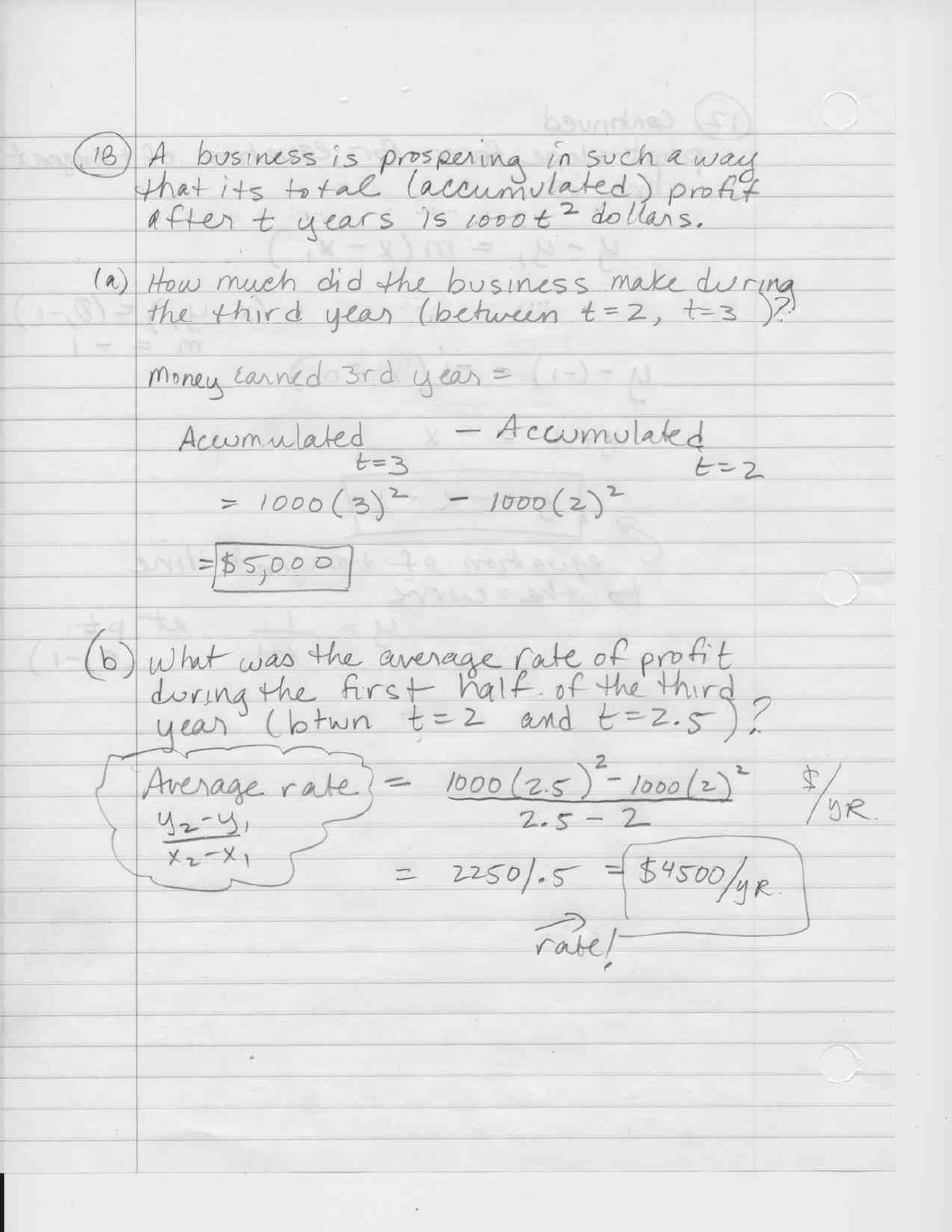(18) A business is prospering in such a way that its total (accumulated) profit after $t$ years is $1000t^2$ dollars.

(a) How much did the business make during the third year (between $t=2$, $t=3$)?

Money earned 3rd year =

$$\text{Accumulated}_{t=3} - \text{Accumulated}_{t=2}$$

$$= 1000(3)^2 - 1000(2)^2$$

$$= \boxed{\$5{,}000}$$

(b) What was the average rate of profit during the first half of the third year (btwn $t=2$ and $t=2.5$)?

Average rate $= \dfrac{y_2 - y_1}{x_2 - x_1}$

$$\text{Average rate} = \frac{1000(2.5)^2 - 1000(2)^2}{2.5 - 2} \ \$/\text{yr}$$

$$= 2250/.5 = \boxed{\$4500/\text{yr}}$$

rate!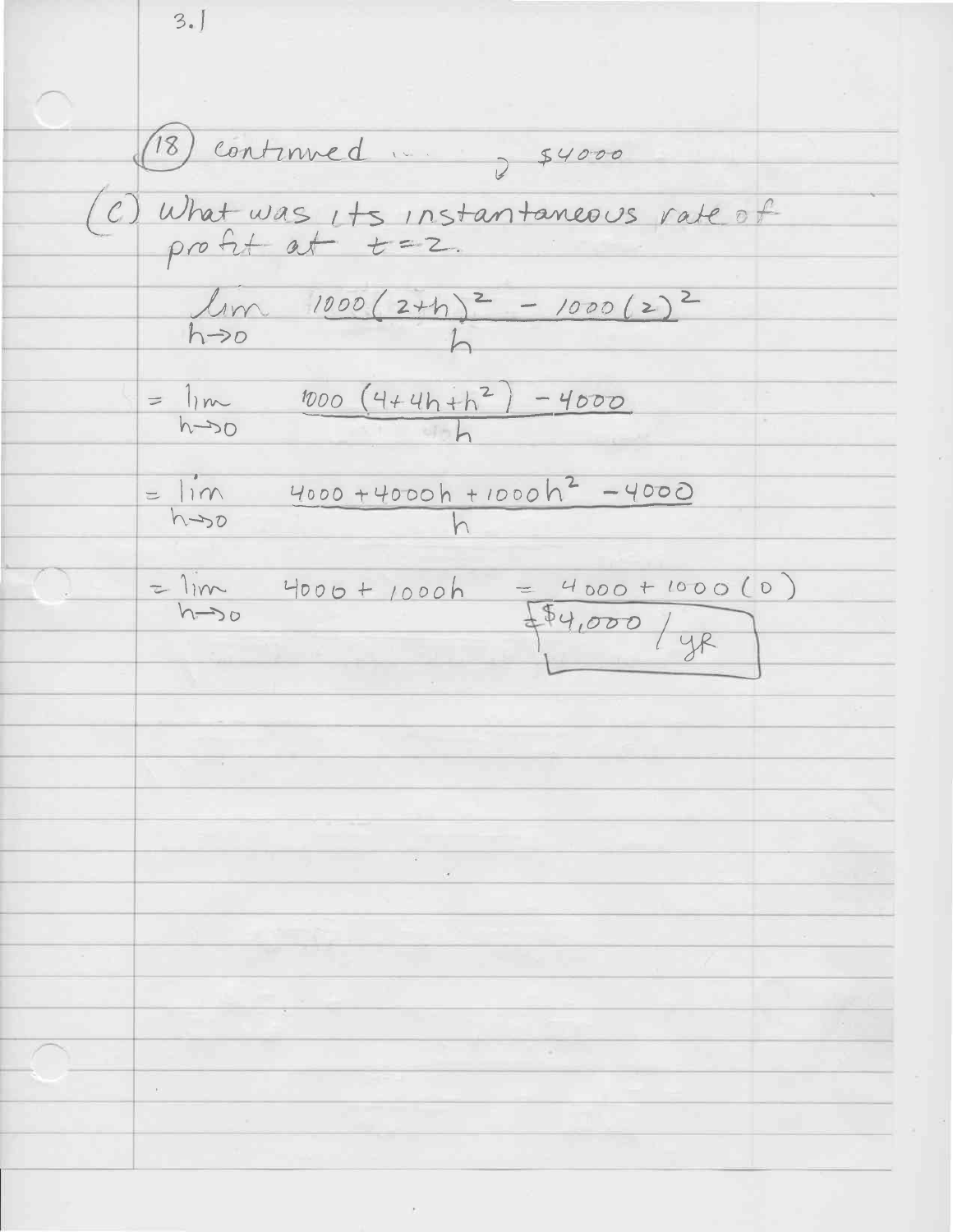3.1

(18) continued ... ? $4000

(c) What was its instantaneous rate of profit at $t = 2$.

$$\lim_{h \to 0} \frac{1000(2+h)^2 - 1000(2)^2}{h}$$

$$= \lim_{h \to 0} \frac{1000(4 + 4h + h^2) - 4000}{h}$$

$$= \lim_{h \to 0} \frac{4000 + 4000h + 1000h^2 - 4000}{h}$$

$$= \lim_{h \to 0} 4000 + 1000h = 4000 + 1000(0)$$

**= $4,000 / yr**